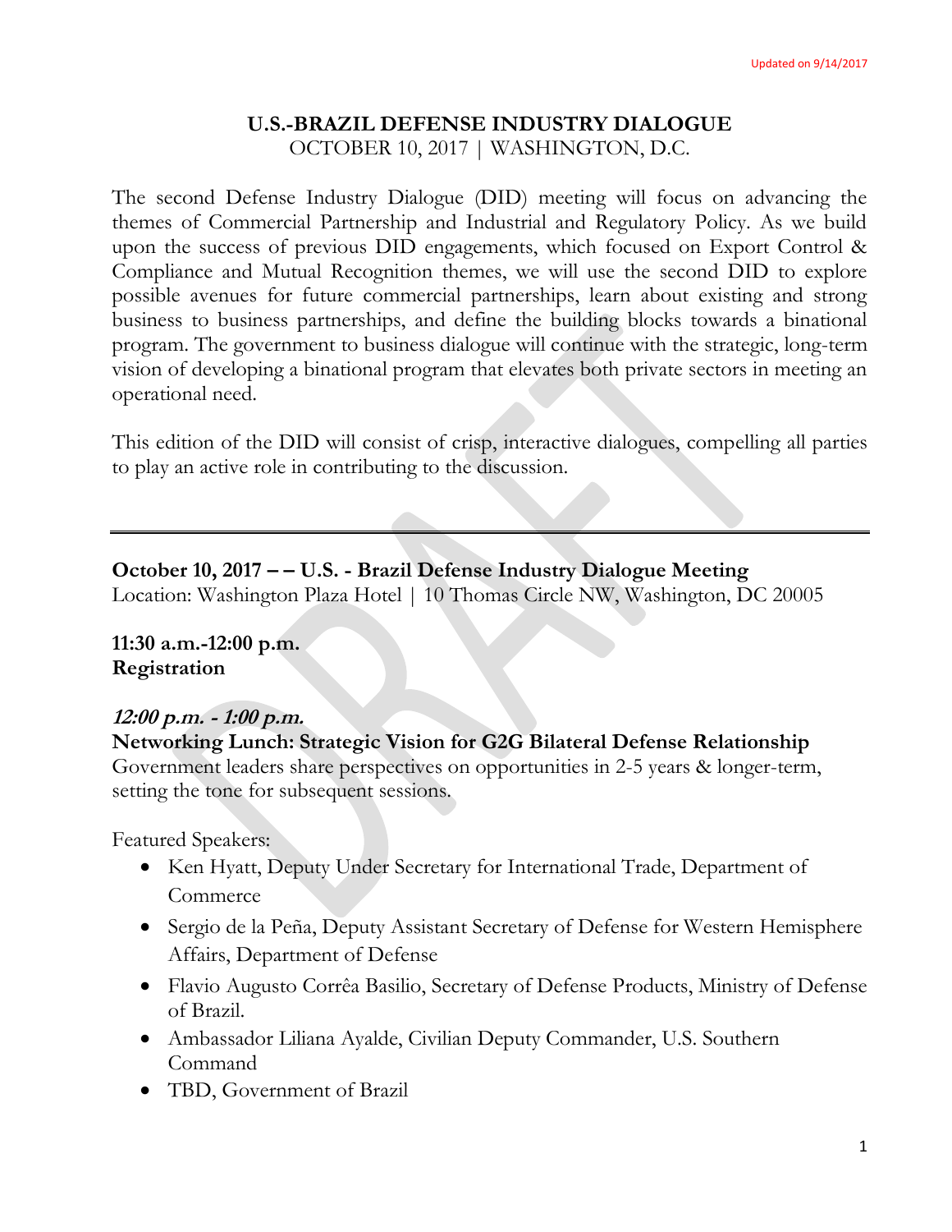Updated on 9/14/2017

# U.S.-BRAZIL DEFENSE INDUSTRY DIALOGUE

OCTOBER 10, 2017 | WASHINGTON, D.C.

The second Defense Industry Dialogue (DID) meeting will focus on advancing the themes of Commercial Partnership and Industrial and Regulatory Policy. As we build upon the success of previous DID engagements, which focused on Export Control & Compliance and Mutual Recognition themes, we will use the second DID to explore possible avenues for future commercial partnerships, learn about existing and strong business to business partnerships, and define the building blocks towards a binational program. The government to business dialogue will continue with the strategic, long-term vision of developing a binational program that elevates both private sectors in meeting an operational need.

This edition of the DID will consist of crisp, interactive dialogues, compelling all parties to play an active role in contributing to the discussion.

---

**October 10, 2017 – – U.S. - Brazil Defense Industry Dialogue Meeting**
Location: Washington Plaza Hotel | 10 Thomas Circle NW, Washington, DC 20005

**11:30 a.m.-12:00 p.m.**
**Registration**

***12:00 p.m. - 1:00 p.m.***
**Networking Lunch: Strategic Vision for G2G Bilateral Defense Relationship**
Government leaders share perspectives on opportunities in 2-5 years & longer-term, setting the tone for subsequent sessions.

Featured Speakers:

- Ken Hyatt, Deputy Under Secretary for International Trade, Department of Commerce
- Sergio de la Peña, Deputy Assistant Secretary of Defense for Western Hemisphere Affairs, Department of Defense
- Flavio Augusto Corrêa Basilio, Secretary of Defense Products, Ministry of Defense of Brazil.
- Ambassador Liliana Ayalde, Civilian Deputy Commander, U.S. Southern Command
- TBD, Government of Brazil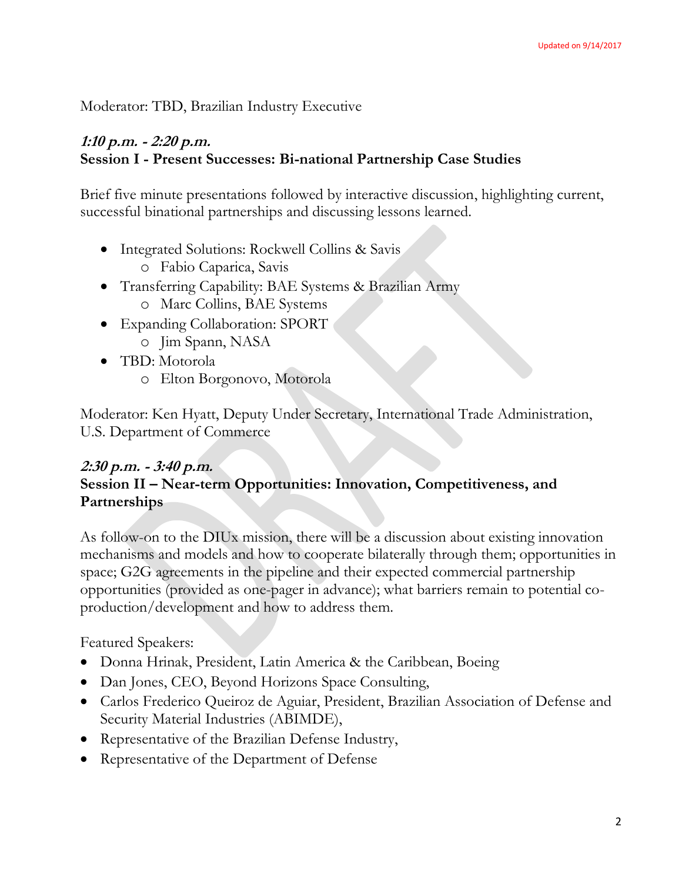Moderator: TBD, Brazilian Industry Executive

***1:10 p.m. - 2:20 p.m.***
**Session I - Present Successes: Bi-national Partnership Case Studies**

Brief five minute presentations followed by interactive discussion, highlighting current, successful binational partnerships and discussing lessons learned.

- Integrated Solutions: Rockwell Collins & Savis
  - Fabio Caparica, Savis
- Transferring Capability: BAE Systems & Brazilian Army
  - Marc Collins, BAE Systems
- Expanding Collaboration: SPORT
  - Jim Spann, NASA
- TBD: Motorola
  - Elton Borgonovo, Motorola

Moderator: Ken Hyatt, Deputy Under Secretary, International Trade Administration, U.S. Department of Commerce

***2:30 p.m. - 3:40 p.m.***
**Session II – Near-term Opportunities: Innovation, Competitiveness, and Partnerships**

As follow-on to the DIUx mission, there will be a discussion about existing innovation mechanisms and models and how to cooperate bilaterally through them; opportunities in space; G2G agreements in the pipeline and their expected commercial partnership opportunities (provided as one-pager in advance); what barriers remain to potential co-production/development and how to address them.

Featured Speakers:

- Donna Hrinak, President, Latin America & the Caribbean, Boeing
- Dan Jones, CEO, Beyond Horizons Space Consulting,
- Carlos Frederico Queiroz de Aguiar, President, Brazilian Association of Defense and Security Material Industries (ABIMDE),
- Representative of the Brazilian Defense Industry,
- Representative of the Department of Defense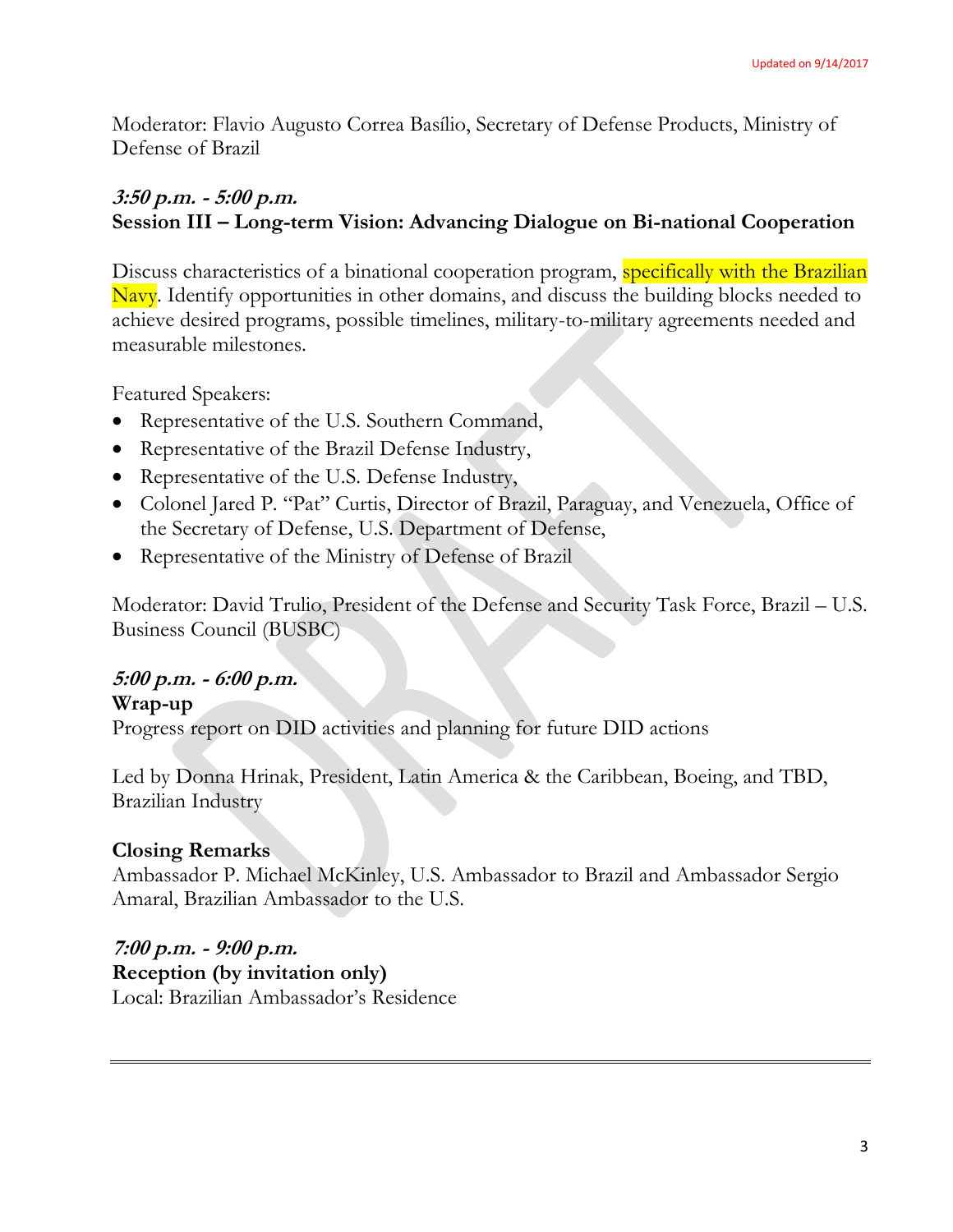Moderator: Flavio Augusto Correa Basílio, Secretary of Defense Products, Ministry of Defense of Brazil

***3:50 p.m. - 5:00 p.m.***
**Session III – Long-term Vision: Advancing Dialogue on Bi-national Cooperation**

Discuss characteristics of a binational cooperation program, specifically with the Brazilian Navy. Identify opportunities in other domains, and discuss the building blocks needed to achieve desired programs, possible timelines, military-to-military agreements needed and measurable milestones.

Featured Speakers:

- Representative of the U.S. Southern Command,
- Representative of the Brazil Defense Industry,
- Representative of the U.S. Defense Industry,
- Colonel Jared P. "Pat" Curtis, Director of Brazil, Paraguay, and Venezuela, Office of the Secretary of Defense, U.S. Department of Defense,
- Representative of the Ministry of Defense of Brazil

Moderator: David Trulio, President of the Defense and Security Task Force, Brazil – U.S. Business Council (BUSBC)

***5:00 p.m. - 6:00 p.m.***
**Wrap-up**
Progress report on DID activities and planning for future DID actions

Led by Donna Hrinak, President, Latin America & the Caribbean, Boeing, and TBD, Brazilian Industry

**Closing Remarks**
Ambassador P. Michael McKinley, U.S. Ambassador to Brazil and Ambassador Sergio Amaral, Brazilian Ambassador to the U.S.

***7:00 p.m. - 9:00 p.m.***
**Reception (by invitation only)**
Local: Brazilian Ambassador's Residence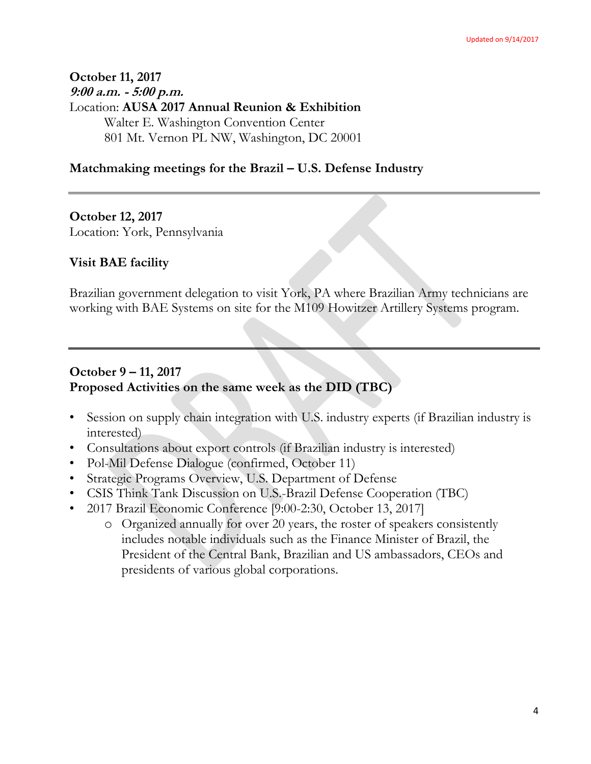Updated on 9/14/2017

**October 11, 2017**
***9:00 a.m. - 5:00 p.m.***
Location: **AUSA 2017 Annual Reunion & Exhibition**
Walter E. Washington Convention Center
801 Mt. Vernon PL NW, Washington, DC 20001

**Matchmaking meetings for the Brazil – U.S. Defense Industry**

---

**October 12, 2017**
Location: York, Pennsylvania

**Visit BAE facility**

Brazilian government delegation to visit York, PA where Brazilian Army technicians are working with BAE Systems on site for the M109 Howitzer Artillery Systems program.

---

**October 9 – 11, 2017**
**Proposed Activities on the same week as the DID (TBC)**

- Session on supply chain integration with U.S. industry experts (if Brazilian industry is interested)
- Consultations about export controls (if Brazilian industry is interested)
- Pol-Mil Defense Dialogue (confirmed, October 11)
- Strategic Programs Overview, U.S. Department of Defense
- CSIS Think Tank Discussion on U.S.-Brazil Defense Cooperation (TBC)
- 2017 Brazil Economic Conference [9:00-2:30, October 13, 2017]
    - Organized annually for over 20 years, the roster of speakers consistently includes notable individuals such as the Finance Minister of Brazil, the President of the Central Bank, Brazilian and US ambassadors, CEOs and presidents of various global corporations.